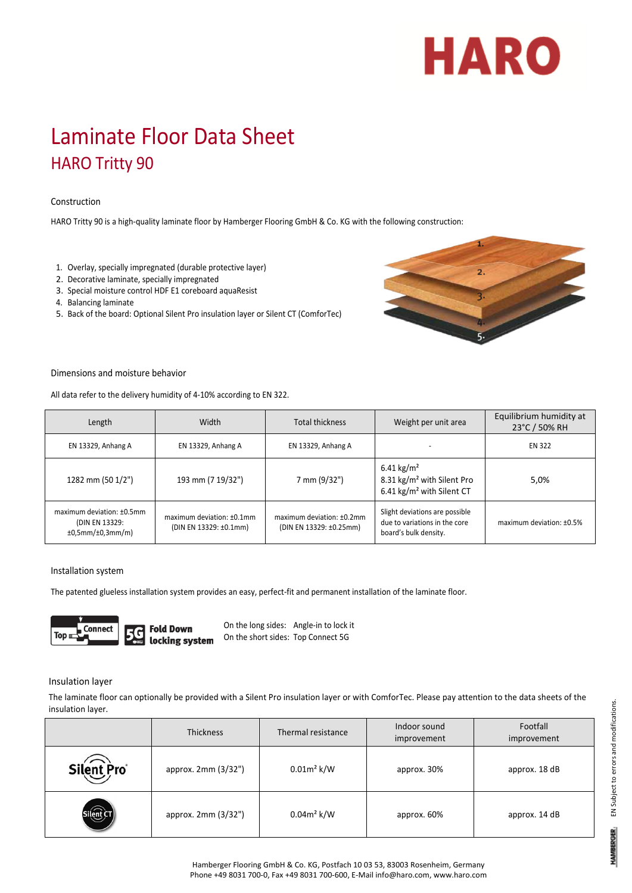# Laminate Floor Data Sheet

## HARO Tritty 90

### Construction

HARO Tritty 90 is a high-quality laminate floor by Hamberger Flooring GmbH & Co. KG with the following construction:

1. Overlay, specially impregnated (durable protective layer)
2. Decorative laminate, specially impregnated
3. Special moisture control HDF E1 coreboard aquaResist
4. Balancing laminate
5. Back of the board: Optional Silent Pro insulation layer or Silent CT (ComforTec)

### Dimensions and moisture behavior

All data refer to the delivery humidity of 4-10% according to EN 322.

| Length | Width | Total thickness | Weight per unit area | Equilibrium humidity at 23°C / 50% RH |
|---|---|---|---|---|
| EN 13329, Anhang A | EN 13329, Anhang A | EN 13329, Anhang A | - | EN 322 |
| 1282 mm (50 1/2") | 193 mm (7 19/32") | 7 mm (9/32") | 6.41 kg/m² <br> 8.31 kg/m² with Silent Pro <br> 6.41 kg/m² with Silent CT | 5,0% |
| maximum deviation: ±0.5mm (DIN EN 13329: ±0,5mm/±0,3mm/m) | maximum deviation: ±0.1mm (DIN EN 13329: ±0.1mm) | maximum deviation: ±0.2mm (DIN EN 13329: ±0.25mm) | Slight deviations are possible due to variations in the core board's bulk density. | maximum deviation: ±0.5% |

### Installation system

The patented glueless installation system provides an easy, perfect-fit and permanent installation of the laminate floor.

Top Connect | 5G Fold Down locking system

On the long sides: Angle-in to lock it
On the short sides: Top Connect 5G

### Insulation layer

The laminate floor can optionally be provided with a Silent Pro insulation layer or with ComforTec. Please pay attention to the data sheets of the insulation layer.

| | Thickness | Thermal resistance | Indoor sound improvement | Footfall improvement |
|---|---|---|---|---|
| Silent Pro | approx. 2mm (3/32") | 0.01m² k/W | approx. 30% | approx. 18 dB |
| Silent CT | approx. 2mm (3/32") | 0.04m² k/W | approx. 60% | approx. 14 dB |

Hamberger Flooring GmbH & Co. KG, Postfach 10 03 53, 83003 Rosenheim, Germany
Phone +49 8031 700-0, Fax +49 8031 700-600, E-Mail info@haro.com, www.haro.com

EN Subject to errors and modifications.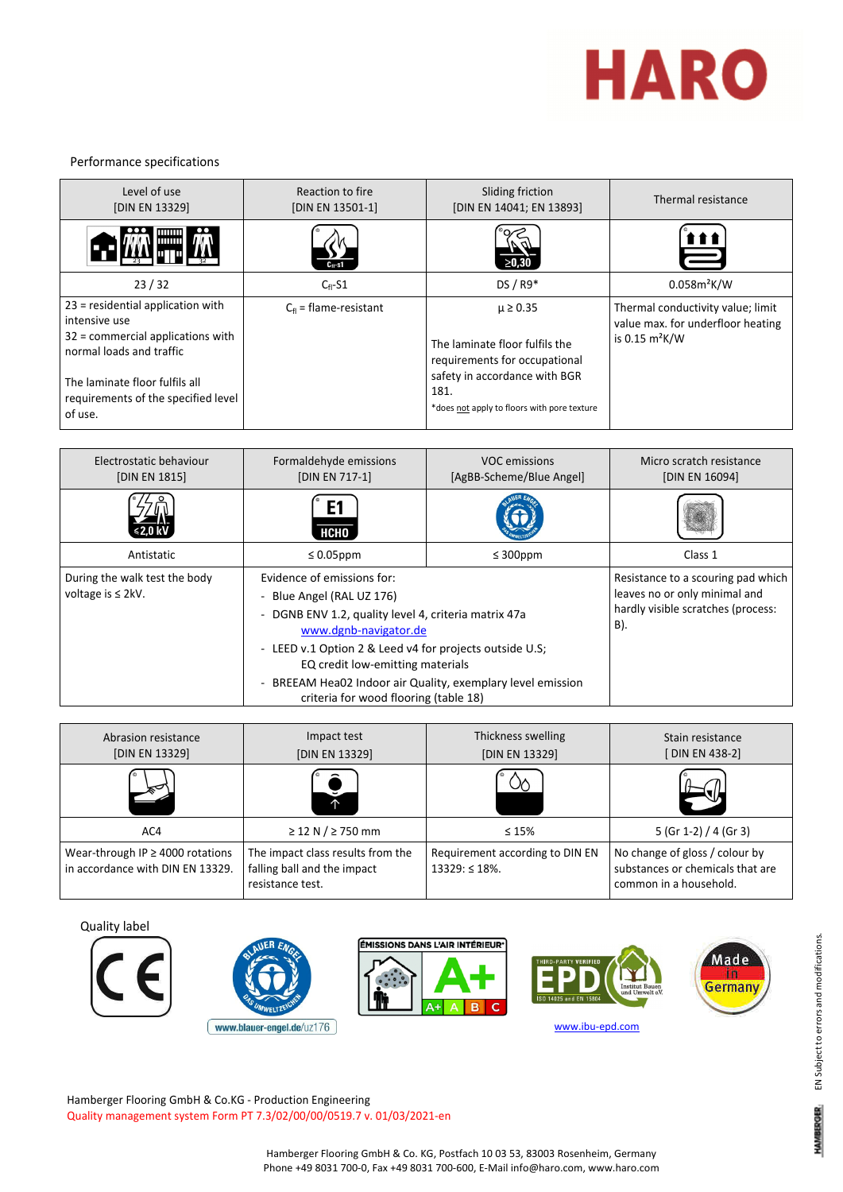HARO

Performance specifications

| Level of use [DIN EN 13329] | Reaction to fire [DIN EN 13501-1] | Sliding friction [DIN EN 14041; EN 13893] | Thermal resistance |
|---|---|---|---|
| 23 / 32 | $C_{fl}$-S1 | DS / R9* | 0.058m²K/W |
| 23 = residential application with intensive use<br>32 = commercial applications with normal loads and traffic<br><br>The laminate floor fulfils all requirements of the specified level of use. | $C_{fl}$ = flame-resistant | µ ≥ 0.35<br><br>The laminate floor fulfils the requirements for occupational safety in accordance with BGR 181.<br>*does not apply to floors with pore texture | Thermal conductivity value; limit value max. for underfloor heating is 0.15 m²K/W |

| Electrostatic behaviour [DIN EN 1815] | Formaldehyde emissions [DIN EN 717-1] | VOC emissions [AgBB-Scheme/Blue Angel] | Micro scratch resistance [DIN EN 16094] |
|---|---|---|---|
| Antistatic | ≤ 0.05ppm | ≤ 300ppm | Class 1 |
| During the walk test the body voltage is ≤ 2kV. | Evidence of emissions for:<br>- Blue Angel (RAL UZ 176)<br>- DGNB ENV 1.2, quality level 4, criteria matrix 47a www.dgnb-navigator.de<br>- LEED v.1 Option 2 & Leed v4 for projects outside U.S; EQ credit low-emitting materials<br>- BREEAM Hea02 Indoor air Quality, exemplary level emission criteria for wood flooring (table 18) | | Resistance to a scouring pad which leaves no or only minimal and hardly visible scratches (process: B). |

| Abrasion resistance [DIN EN 13329] | Impact test [DIN EN 13329] | Thickness swelling [DIN EN 13329] | Stain resistance [ DIN EN 438-2] |
|---|---|---|---|
| AC4 | ≥ 12 N / ≥ 750 mm | ≤ 15% | 5 (Gr 1-2) / 4 (Gr 3) |
| Wear-through IP ≥ 4000 rotations in accordance with DIN EN 13329. | The impact class results from the falling ball and the impact resistance test. | Requirement according to DIN EN 13329: ≤ 18%. | No change of gloss / colour by substances or chemicals that are common in a household. |

Quality label

www.blauer-engel.de/uz176

www.ibu-epd.com

Hamberger Flooring GmbH & Co.KG - Production Engineering
Quality management system Form PT 7.3/02/00/00/0519.7 v. 01/03/2021-en

Hamberger Flooring GmbH & Co. KG, Postfach 10 03 53, 83003 Rosenheim, Germany
Phone +49 8031 700-0, Fax +49 8031 700-600, E-Mail info@haro.com, www.haro.com

EN Subject to errors and modifications.